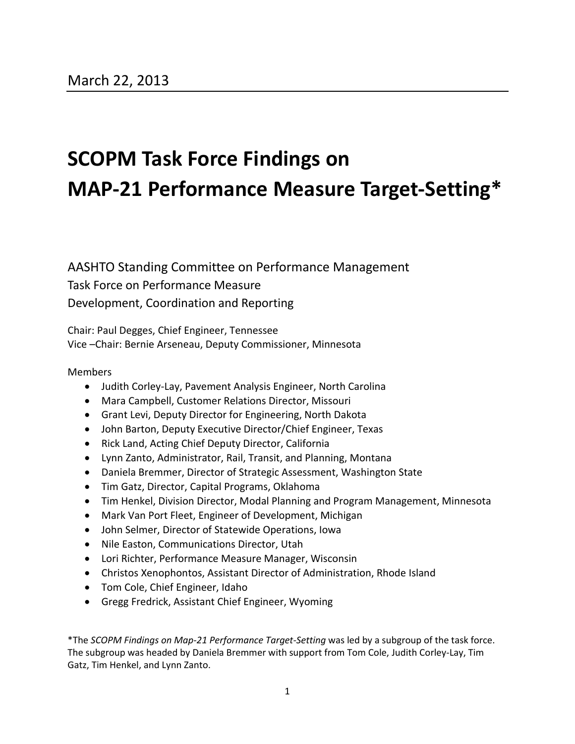March 22, 2013

# SCOPM Task Force Findings on MAP-21 Performance Measure Target-Setting*

AASHTO Standing Committee on Performance Management
Task Force on Performance Measure
Development, Coordination and Reporting

Chair: Paul Degges, Chief Engineer, Tennessee
Vice –Chair: Bernie Arseneau, Deputy Commissioner, Minnesota

Members

- Judith Corley-Lay, Pavement Analysis Engineer, North Carolina
- Mara Campbell, Customer Relations Director, Missouri
- Grant Levi, Deputy Director for Engineering, North Dakota
- John Barton, Deputy Executive Director/Chief Engineer, Texas
- Rick Land, Acting Chief Deputy Director, California
- Lynn Zanto, Administrator, Rail, Transit, and Planning, Montana
- Daniela Bremmer, Director of Strategic Assessment, Washington State
- Tim Gatz, Director, Capital Programs, Oklahoma
- Tim Henkel, Division Director, Modal Planning and Program Management, Minnesota
- Mark Van Port Fleet, Engineer of Development, Michigan
- John Selmer, Director of Statewide Operations, Iowa
- Nile Easton, Communications Director, Utah
- Lori Richter, Performance Measure Manager, Wisconsin
- Christos Xenophontos, Assistant Director of Administration, Rhode Island
- Tom Cole, Chief Engineer, Idaho
- Gregg Fredrick, Assistant Chief Engineer, Wyoming

*The *SCOPM Findings on Map-21 Performance Target-Setting* was led by a subgroup of the task force. The subgroup was headed by Daniela Bremmer with support from Tom Cole, Judith Corley-Lay, Tim Gatz, Tim Henkel, and Lynn Zanto.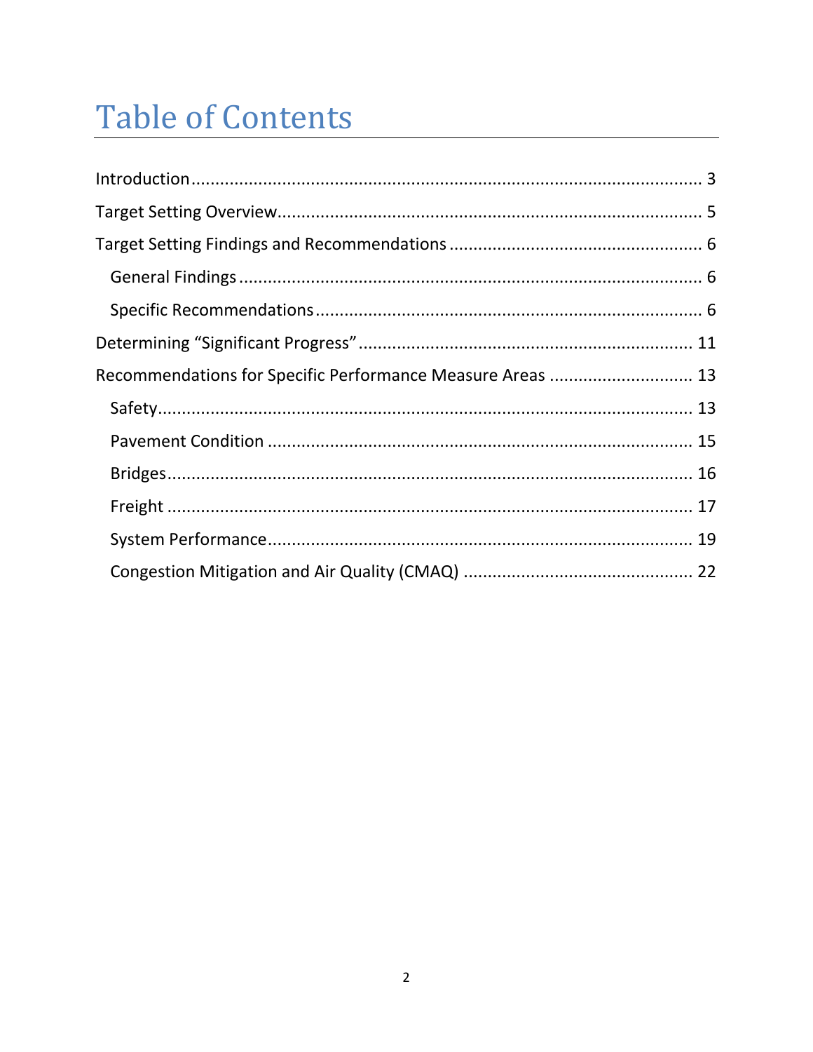# Table of Contents

Introduction ........................................................................................................ 3

Target Setting Overview ........................................................................................ 5

Target Setting Findings and Recommendations .................................................... 6

- General Findings ................................................................................................ 6
- Specific Recommendations ................................................................................ 6

Determining "Significant Progress" ..................................................................... 11

Recommendations for Specific Performance Measure Areas ............................. 13

- Safety ............................................................................................................... 13
- Pavement Condition ......................................................................................... 15
- Bridges ............................................................................................................. 16
- Freight ............................................................................................................. 17
- System Performance ........................................................................................ 19
- Congestion Mitigation and Air Quality (CMAQ) ................................................ 22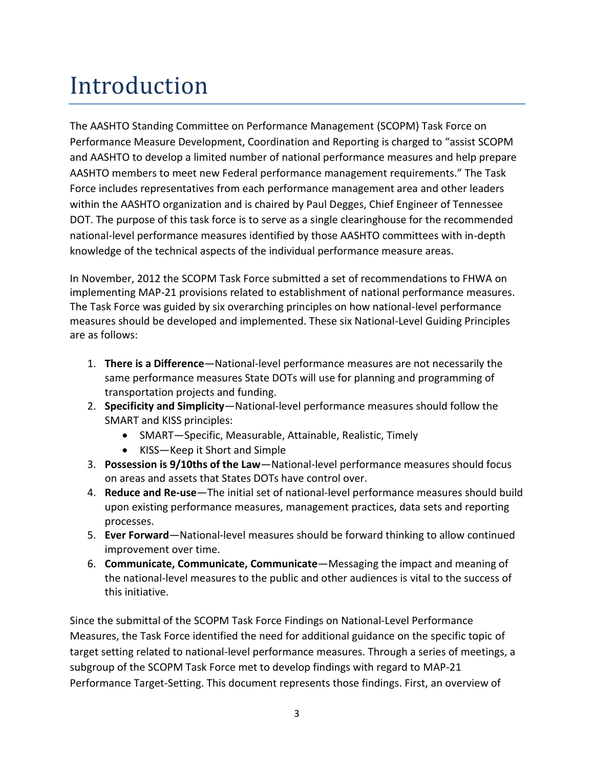# Introduction

The AASHTO Standing Committee on Performance Management (SCOPM) Task Force on Performance Measure Development, Coordination and Reporting is charged to "assist SCOPM and AASHTO to develop a limited number of national performance measures and help prepare AASHTO members to meet new Federal performance management requirements." The Task Force includes representatives from each performance management area and other leaders within the AASHTO organization and is chaired by Paul Degges, Chief Engineer of Tennessee DOT. The purpose of this task force is to serve as a single clearinghouse for the recommended national-level performance measures identified by those AASHTO committees with in-depth knowledge of the technical aspects of the individual performance measure areas.

In November, 2012 the SCOPM Task Force submitted a set of recommendations to FHWA on implementing MAP-21 provisions related to establishment of national performance measures. The Task Force was guided by six overarching principles on how national-level performance measures should be developed and implemented. These six National-Level Guiding Principles are as follows:

1. **There is a Difference**—National-level performance measures are not necessarily the same performance measures State DOTs will use for planning and programming of transportation projects and funding.
2. **Specificity and Simplicity**—National-level performance measures should follow the SMART and KISS principles:
   - SMART—Specific, Measurable, Attainable, Realistic, Timely
   - KISS—Keep it Short and Simple
3. **Possession is 9/10ths of the Law**—National-level performance measures should focus on areas and assets that States DOTs have control over.
4. **Reduce and Re-use**—The initial set of national-level performance measures should build upon existing performance measures, management practices, data sets and reporting processes.
5. **Ever Forward**—National-level measures should be forward thinking to allow continued improvement over time.
6. **Communicate, Communicate, Communicate**—Messaging the impact and meaning of the national-level measures to the public and other audiences is vital to the success of this initiative.

Since the submittal of the SCOPM Task Force Findings on National-Level Performance Measures, the Task Force identified the need for additional guidance on the specific topic of target setting related to national-level performance measures. Through a series of meetings, a subgroup of the SCOPM Task Force met to develop findings with regard to MAP-21 Performance Target-Setting. This document represents those findings. First, an overview of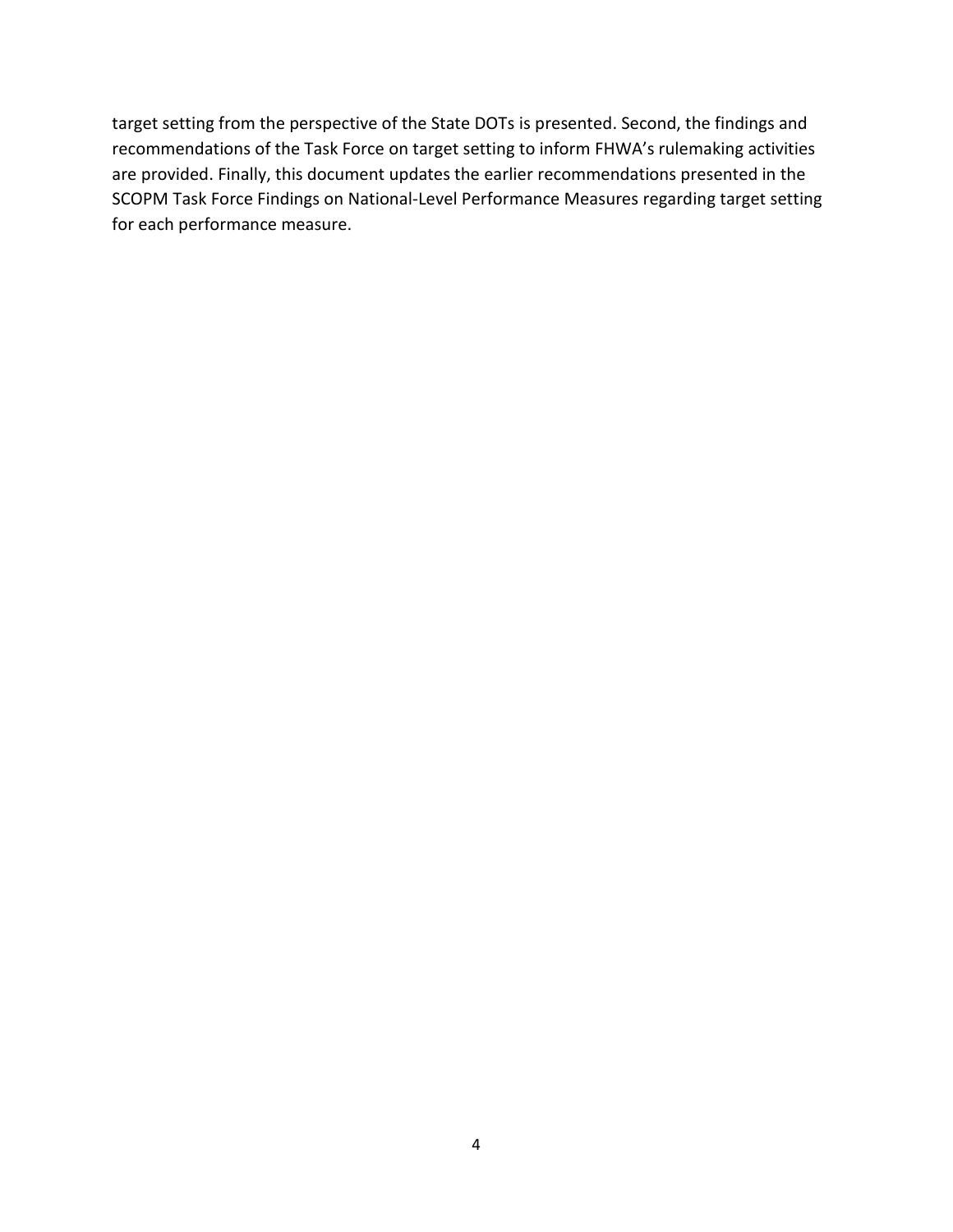target setting from the perspective of the State DOTs is presented. Second, the findings and recommendations of the Task Force on target setting to inform FHWA's rulemaking activities are provided. Finally, this document updates the earlier recommendations presented in the SCOPM Task Force Findings on National-Level Performance Measures regarding target setting for each performance measure.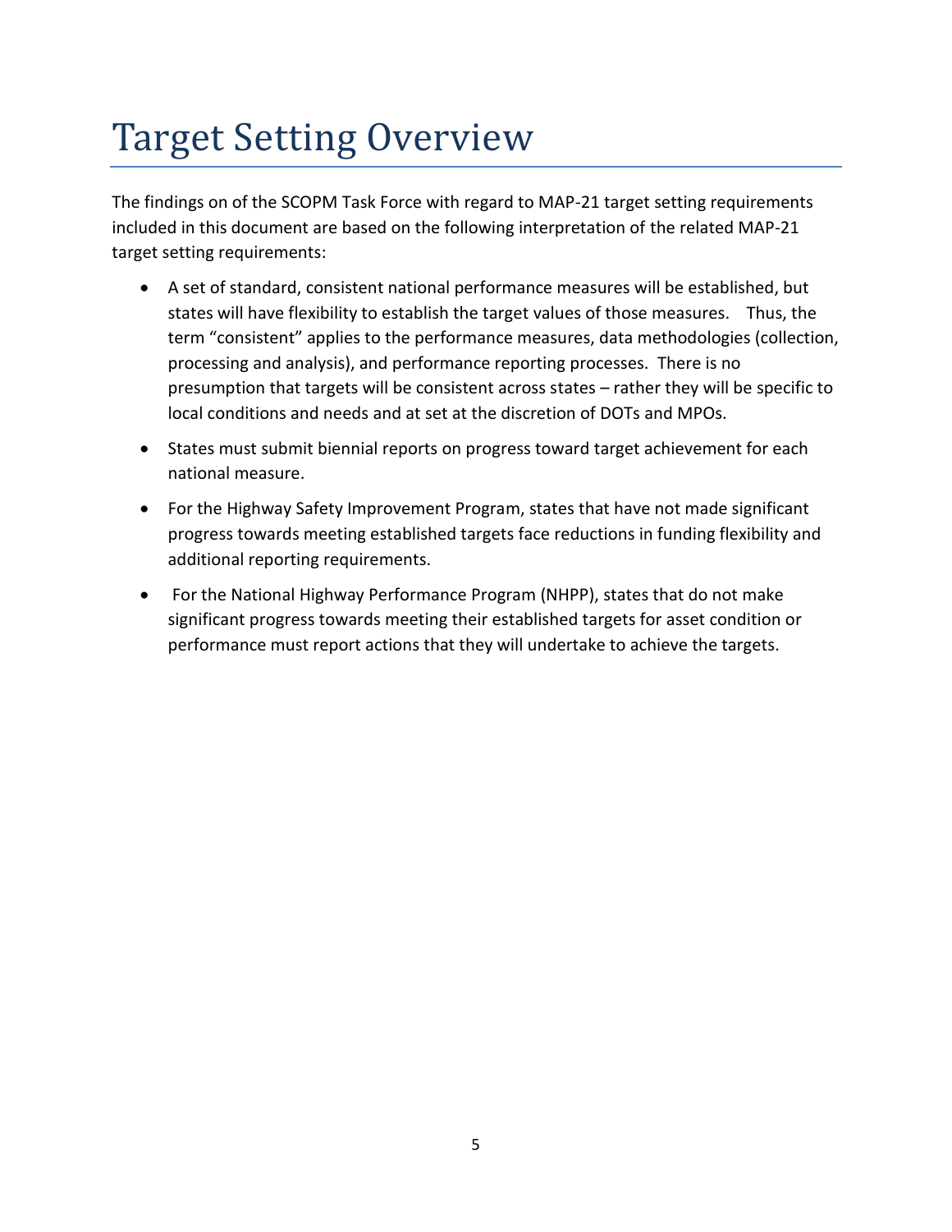# Target Setting Overview

The findings on of the SCOPM Task Force with regard to MAP-21 target setting requirements included in this document are based on the following interpretation of the related MAP-21 target setting requirements:

- A set of standard, consistent national performance measures will be established, but states will have flexibility to establish the target values of those measures. Thus, the term "consistent" applies to the performance measures, data methodologies (collection, processing and analysis), and performance reporting processes. There is no presumption that targets will be consistent across states – rather they will be specific to local conditions and needs and at set at the discretion of DOTs and MPOs.
- States must submit biennial reports on progress toward target achievement for each national measure.
- For the Highway Safety Improvement Program, states that have not made significant progress towards meeting established targets face reductions in funding flexibility and additional reporting requirements.
- For the National Highway Performance Program (NHPP), states that do not make significant progress towards meeting their established targets for asset condition or performance must report actions that they will undertake to achieve the targets.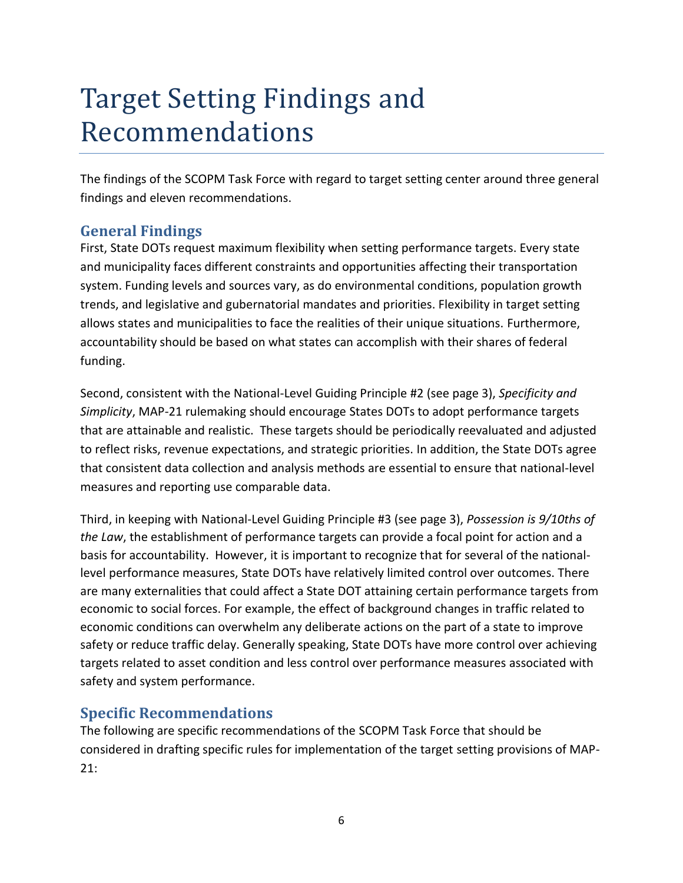# Target Setting Findings and Recommendations

The findings of the SCOPM Task Force with regard to target setting center around three general findings and eleven recommendations.

## General Findings

First, State DOTs request maximum flexibility when setting performance targets. Every state and municipality faces different constraints and opportunities affecting their transportation system. Funding levels and sources vary, as do environmental conditions, population growth trends, and legislative and gubernatorial mandates and priorities. Flexibility in target setting allows states and municipalities to face the realities of their unique situations. Furthermore, accountability should be based on what states can accomplish with their shares of federal funding.

Second, consistent with the National-Level Guiding Principle #2 (see page 3), *Specificity and Simplicity*, MAP-21 rulemaking should encourage States DOTs to adopt performance targets that are attainable and realistic. These targets should be periodically reevaluated and adjusted to reflect risks, revenue expectations, and strategic priorities. In addition, the State DOTs agree that consistent data collection and analysis methods are essential to ensure that national-level measures and reporting use comparable data.

Third, in keeping with National-Level Guiding Principle #3 (see page 3), *Possession is 9/10ths of the Law*, the establishment of performance targets can provide a focal point for action and a basis for accountability. However, it is important to recognize that for several of the national-level performance measures, State DOTs have relatively limited control over outcomes. There are many externalities that could affect a State DOT attaining certain performance targets from economic to social forces. For example, the effect of background changes in traffic related to economic conditions can overwhelm any deliberate actions on the part of a state to improve safety or reduce traffic delay. Generally speaking, State DOTs have more control over achieving targets related to asset condition and less control over performance measures associated with safety and system performance.

## Specific Recommendations

The following are specific recommendations of the SCOPM Task Force that should be considered in drafting specific rules for implementation of the target setting provisions of MAP-21: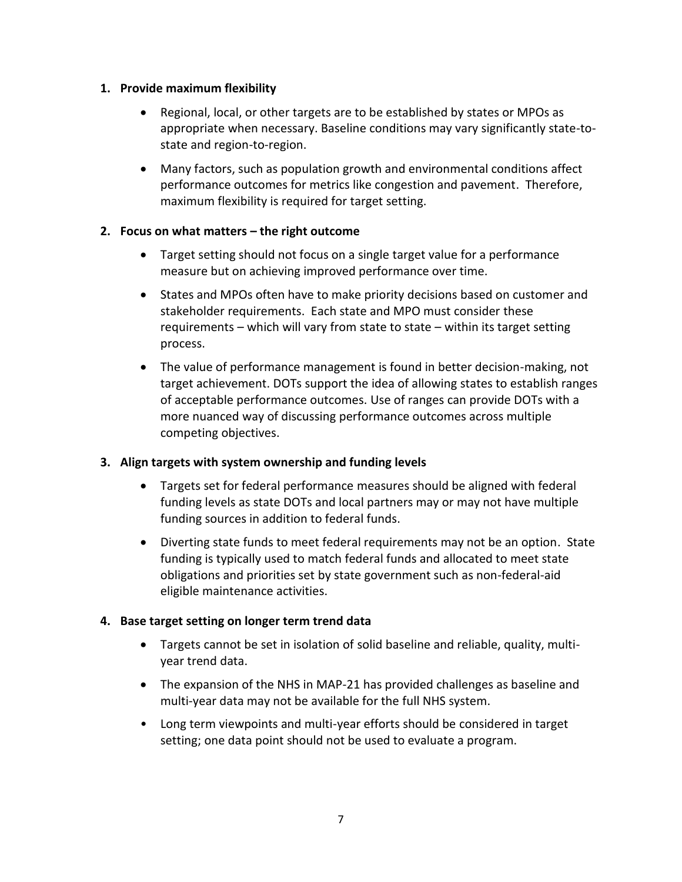1. **Provide maximum flexibility**
   - Regional, local, or other targets are to be established by states or MPOs as appropriate when necessary. Baseline conditions may vary significantly state-to-state and region-to-region.
   - Many factors, such as population growth and environmental conditions affect performance outcomes for metrics like congestion and pavement. Therefore, maximum flexibility is required for target setting.

2. **Focus on what matters – the right outcome**
   - Target setting should not focus on a single target value for a performance measure but on achieving improved performance over time.
   - States and MPOs often have to make priority decisions based on customer and stakeholder requirements. Each state and MPO must consider these requirements – which will vary from state to state – within its target setting process.
   - The value of performance management is found in better decision-making, not target achievement. DOTs support the idea of allowing states to establish ranges of acceptable performance outcomes. Use of ranges can provide DOTs with a more nuanced way of discussing performance outcomes across multiple competing objectives.

3. **Align targets with system ownership and funding levels**
   - Targets set for federal performance measures should be aligned with federal funding levels as state DOTs and local partners may or may not have multiple funding sources in addition to federal funds.
   - Diverting state funds to meet federal requirements may not be an option. State funding is typically used to match federal funds and allocated to meet state obligations and priorities set by state government such as non-federal-aid eligible maintenance activities.

4. **Base target setting on longer term trend data**
   - Targets cannot be set in isolation of solid baseline and reliable, quality, multi-year trend data.
   - The expansion of the NHS in MAP-21 has provided challenges as baseline and multi-year data may not be available for the full NHS system.
   - Long term viewpoints and multi-year efforts should be considered in target setting; one data point should not be used to evaluate a program.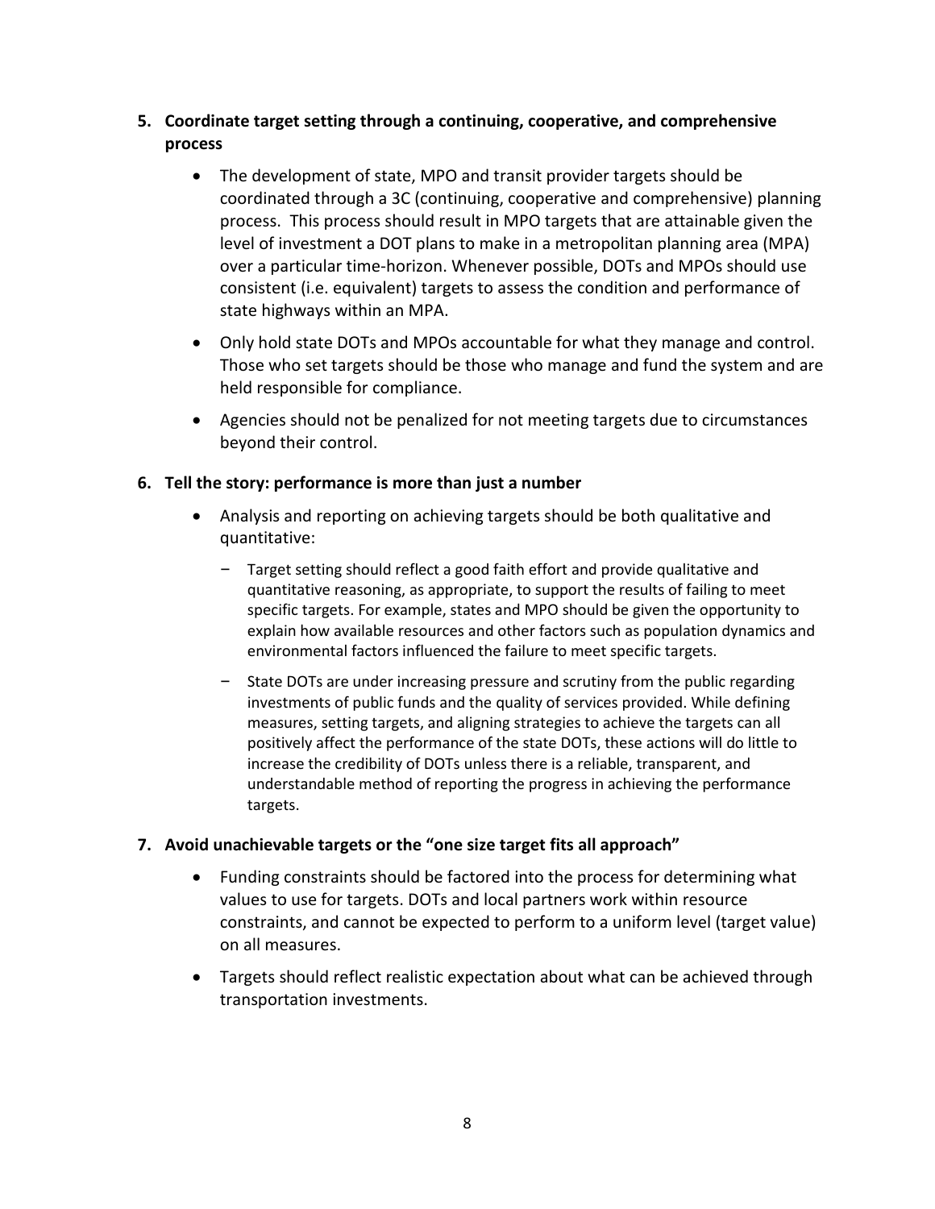5. **Coordinate target setting through a continuing, cooperative, and comprehensive process**

    - The development of state, MPO and transit provider targets should be coordinated through a 3C (continuing, cooperative and comprehensive) planning process. This process should result in MPO targets that are attainable given the level of investment a DOT plans to make in a metropolitan planning area (MPA) over a particular time-horizon. Whenever possible, DOTs and MPOs should use consistent (i.e. equivalent) targets to assess the condition and performance of state highways within an MPA.
    - Only hold state DOTs and MPOs accountable for what they manage and control. Those who set targets should be those who manage and fund the system and are held responsible for compliance.
    - Agencies should not be penalized for not meeting targets due to circumstances beyond their control.

6. **Tell the story: performance is more than just a number**

    - Analysis and reporting on achieving targets should be both qualitative and quantitative:
        - Target setting should reflect a good faith effort and provide qualitative and quantitative reasoning, as appropriate, to support the results of failing to meet specific targets. For example, states and MPO should be given the opportunity to explain how available resources and other factors such as population dynamics and environmental factors influenced the failure to meet specific targets.
        - State DOTs are under increasing pressure and scrutiny from the public regarding investments of public funds and the quality of services provided. While defining measures, setting targets, and aligning strategies to achieve the targets can all positively affect the performance of the state DOTs, these actions will do little to increase the credibility of DOTs unless there is a reliable, transparent, and understandable method of reporting the progress in achieving the performance targets.

7. **Avoid unachievable targets or the "one size target fits all approach"**

    - Funding constraints should be factored into the process for determining what values to use for targets. DOTs and local partners work within resource constraints, and cannot be expected to perform to a uniform level (target value) on all measures.
    - Targets should reflect realistic expectation about what can be achieved through transportation investments.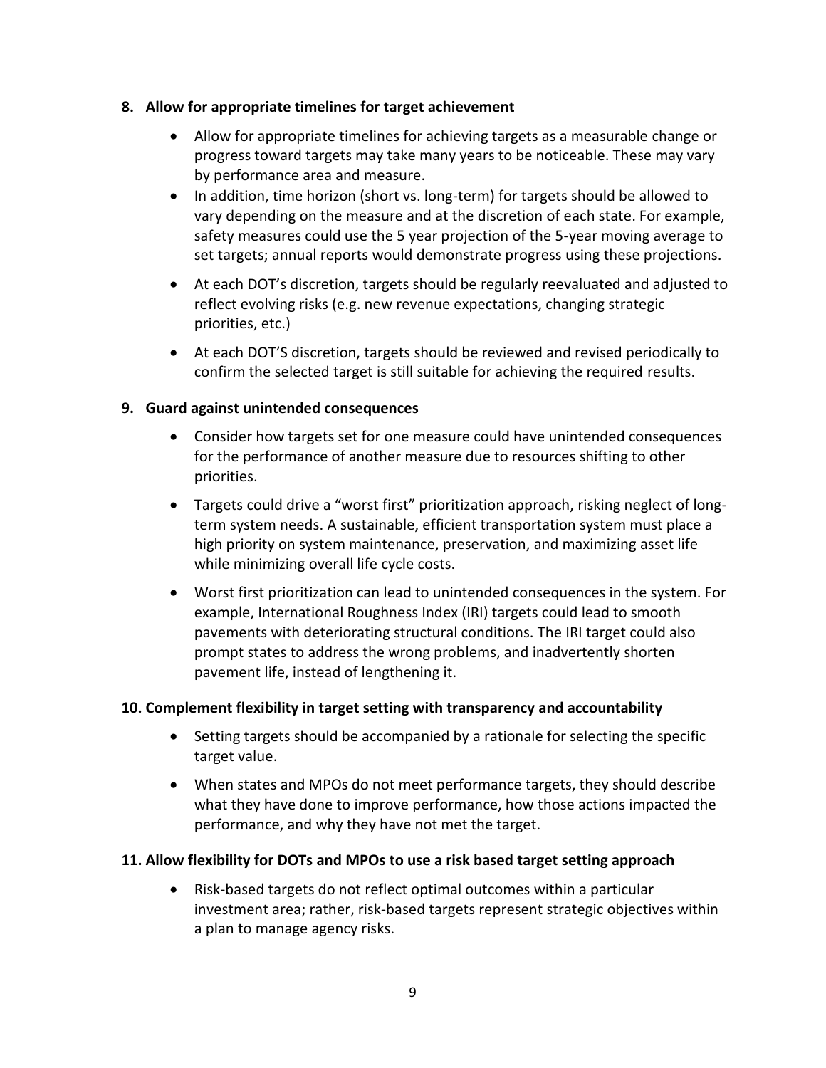**8. Allow for appropriate timelines for target achievement**

- Allow for appropriate timelines for achieving targets as a measurable change or progress toward targets may take many years to be noticeable. These may vary by performance area and measure.
- In addition, time horizon (short vs. long-term) for targets should be allowed to vary depending on the measure and at the discretion of each state. For example, safety measures could use the 5 year projection of the 5-year moving average to set targets; annual reports would demonstrate progress using these projections.
- At each DOT's discretion, targets should be regularly reevaluated and adjusted to reflect evolving risks (e.g. new revenue expectations, changing strategic priorities, etc.)
- At each DOT'S discretion, targets should be reviewed and revised periodically to confirm the selected target is still suitable for achieving the required results.

**9. Guard against unintended consequences**

- Consider how targets set for one measure could have unintended consequences for the performance of another measure due to resources shifting to other priorities.
- Targets could drive a "worst first" prioritization approach, risking neglect of long-term system needs. A sustainable, efficient transportation system must place a high priority on system maintenance, preservation, and maximizing asset life while minimizing overall life cycle costs.
- Worst first prioritization can lead to unintended consequences in the system. For example, International Roughness Index (IRI) targets could lead to smooth pavements with deteriorating structural conditions. The IRI target could also prompt states to address the wrong problems, and inadvertently shorten pavement life, instead of lengthening it.

**10. Complement flexibility in target setting with transparency and accountability**

- Setting targets should be accompanied by a rationale for selecting the specific target value.
- When states and MPOs do not meet performance targets, they should describe what they have done to improve performance, how those actions impacted the performance, and why they have not met the target.

**11. Allow flexibility for DOTs and MPOs to use a risk based target setting approach**

- Risk-based targets do not reflect optimal outcomes within a particular investment area; rather, risk-based targets represent strategic objectives within a plan to manage agency risks.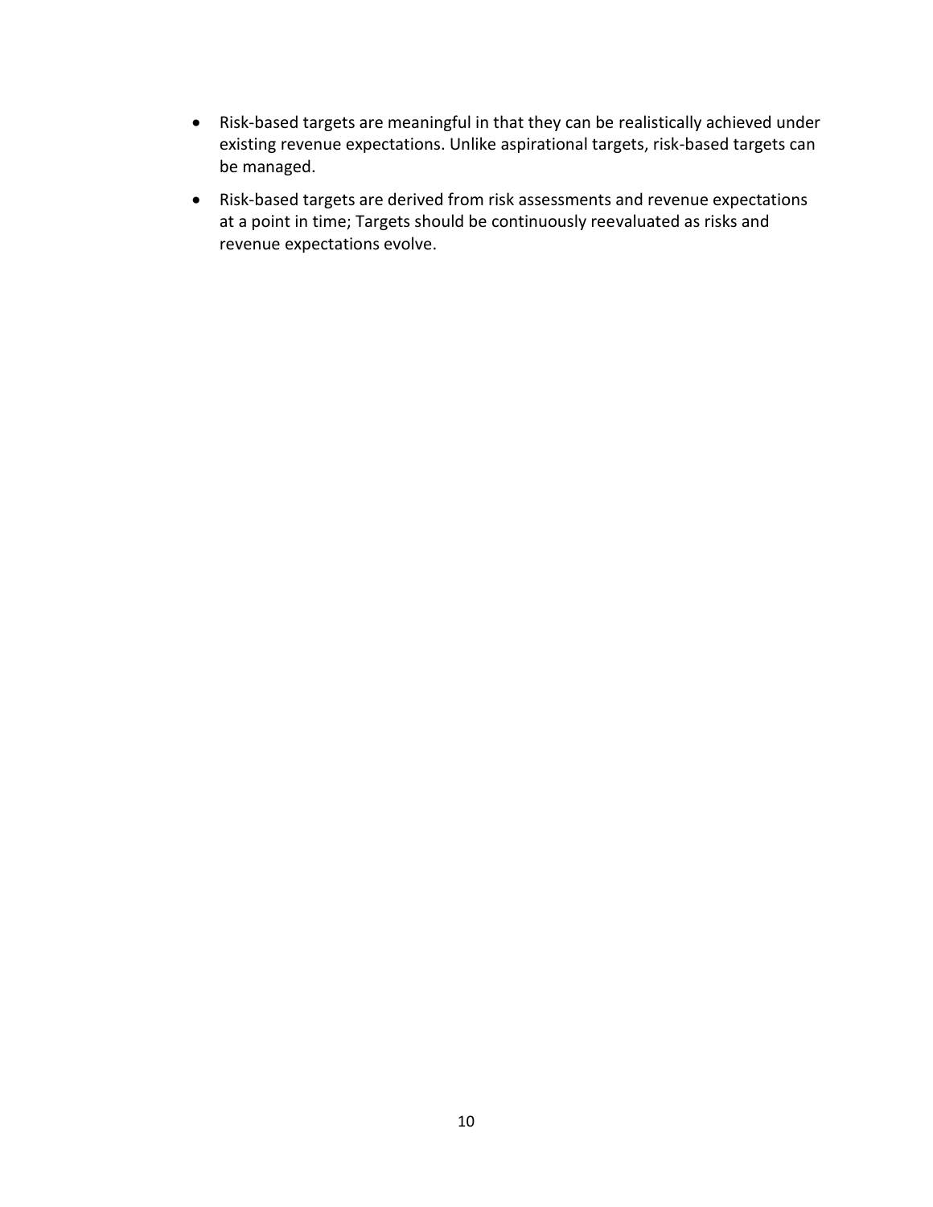- Risk-based targets are meaningful in that they can be realistically achieved under existing revenue expectations. Unlike aspirational targets, risk-based targets can be managed.
- Risk-based targets are derived from risk assessments and revenue expectations at a point in time; Targets should be continuously reevaluated as risks and revenue expectations evolve.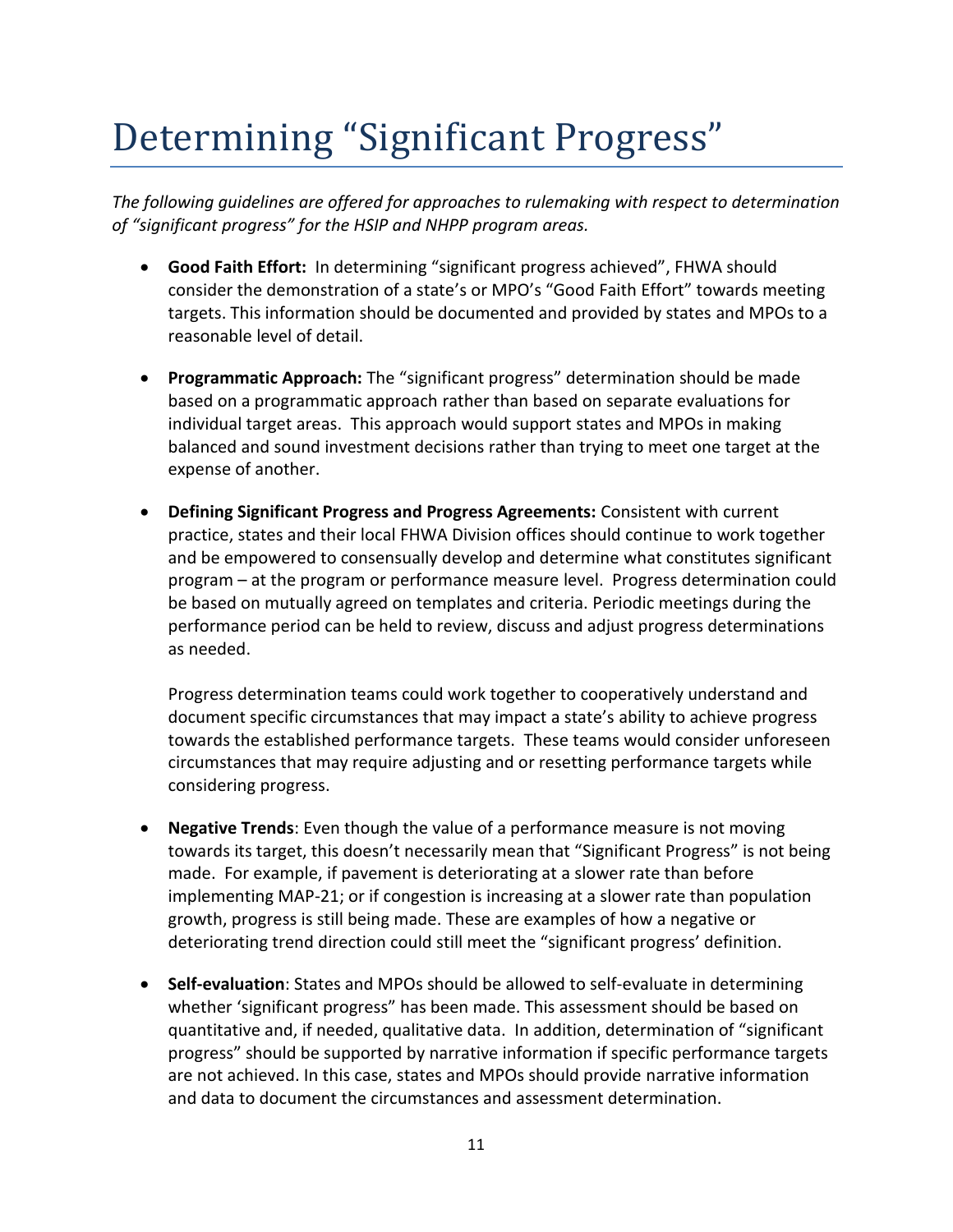# Determining "Significant Progress"

*The following guidelines are offered for approaches to rulemaking with respect to determination of "significant progress" for the HSIP and NHPP program areas.*

- **Good Faith Effort:** In determining "significant progress achieved", FHWA should consider the demonstration of a state's or MPO's "Good Faith Effort" towards meeting targets. This information should be documented and provided by states and MPOs to a reasonable level of detail.

- **Programmatic Approach:** The "significant progress" determination should be made based on a programmatic approach rather than based on separate evaluations for individual target areas. This approach would support states and MPOs in making balanced and sound investment decisions rather than trying to meet one target at the expense of another.

- **Defining Significant Progress and Progress Agreements:** Consistent with current practice, states and their local FHWA Division offices should continue to work together and be empowered to consensually develop and determine what constitutes significant program – at the program or performance measure level. Progress determination could be based on mutually agreed on templates and criteria. Periodic meetings during the performance period can be held to review, discuss and adjust progress determinations as needed.

  Progress determination teams could work together to cooperatively understand and document specific circumstances that may impact a state's ability to achieve progress towards the established performance targets. These teams would consider unforeseen circumstances that may require adjusting and or resetting performance targets while considering progress.

- **Negative Trends**: Even though the value of a performance measure is not moving towards its target, this doesn't necessarily mean that "Significant Progress" is not being made. For example, if pavement is deteriorating at a slower rate than before implementing MAP-21; or if congestion is increasing at a slower rate than population growth, progress is still being made. These are examples of how a negative or deteriorating trend direction could still meet the "significant progress' definition.

- **Self-evaluation**: States and MPOs should be allowed to self-evaluate in determining whether 'significant progress" has been made. This assessment should be based on quantitative and, if needed, qualitative data. In addition, determination of "significant progress" should be supported by narrative information if specific performance targets are not achieved. In this case, states and MPOs should provide narrative information and data to document the circumstances and assessment determination.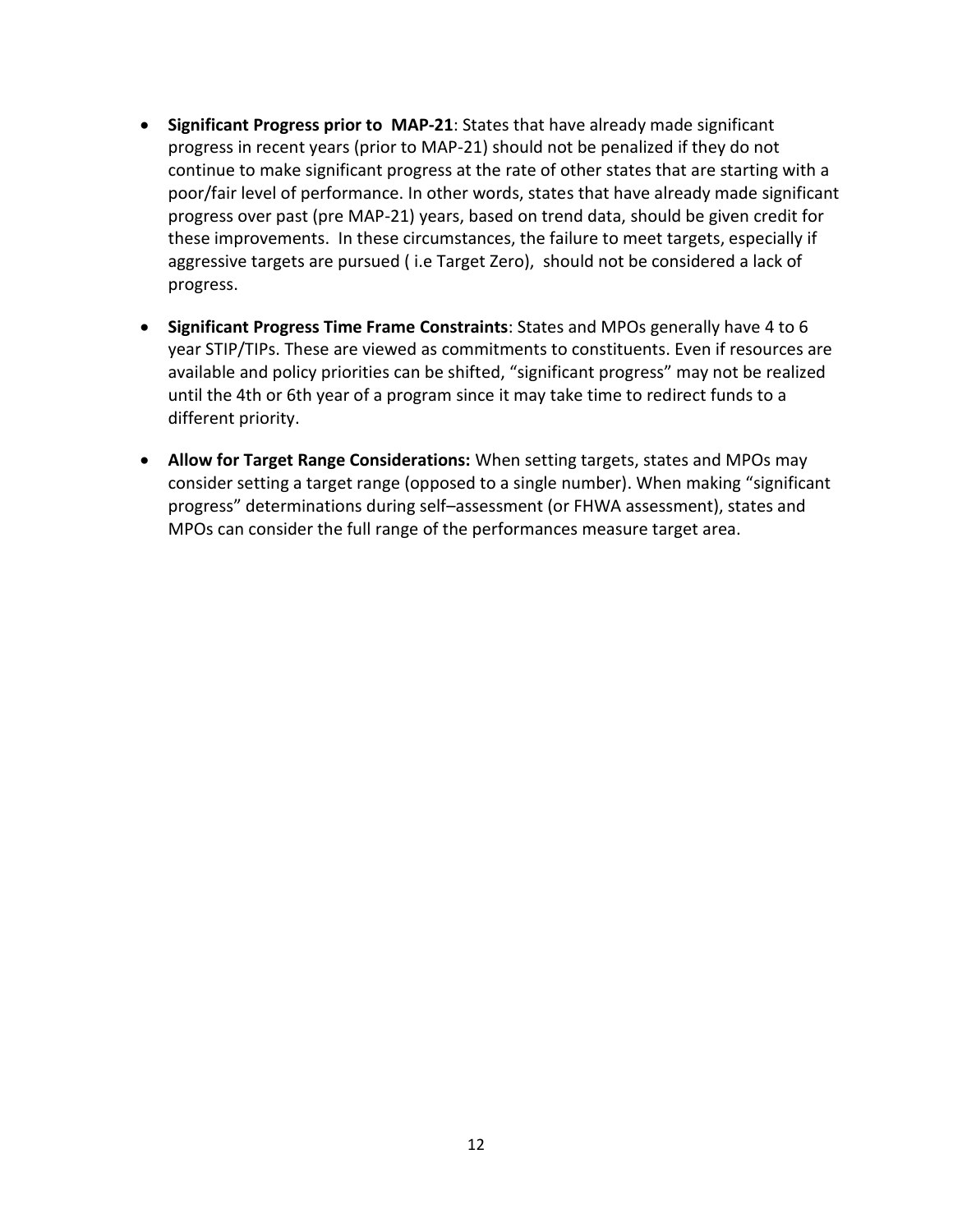- **Significant Progress prior to MAP-21**: States that have already made significant progress in recent years (prior to MAP-21) should not be penalized if they do not continue to make significant progress at the rate of other states that are starting with a poor/fair level of performance. In other words, states that have already made significant progress over past (pre MAP-21) years, based on trend data, should be given credit for these improvements. In these circumstances, the failure to meet targets, especially if aggressive targets are pursued ( i.e Target Zero), should not be considered a lack of progress.

- **Significant Progress Time Frame Constraints**: States and MPOs generally have 4 to 6 year STIP/TIPs. These are viewed as commitments to constituents. Even if resources are available and policy priorities can be shifted, "significant progress" may not be realized until the 4th or 6th year of a program since it may take time to redirect funds to a different priority.

- **Allow for Target Range Considerations:** When setting targets, states and MPOs may consider setting a target range (opposed to a single number). When making "significant progress" determinations during self–assessment (or FHWA assessment), states and MPOs can consider the full range of the performances measure target area.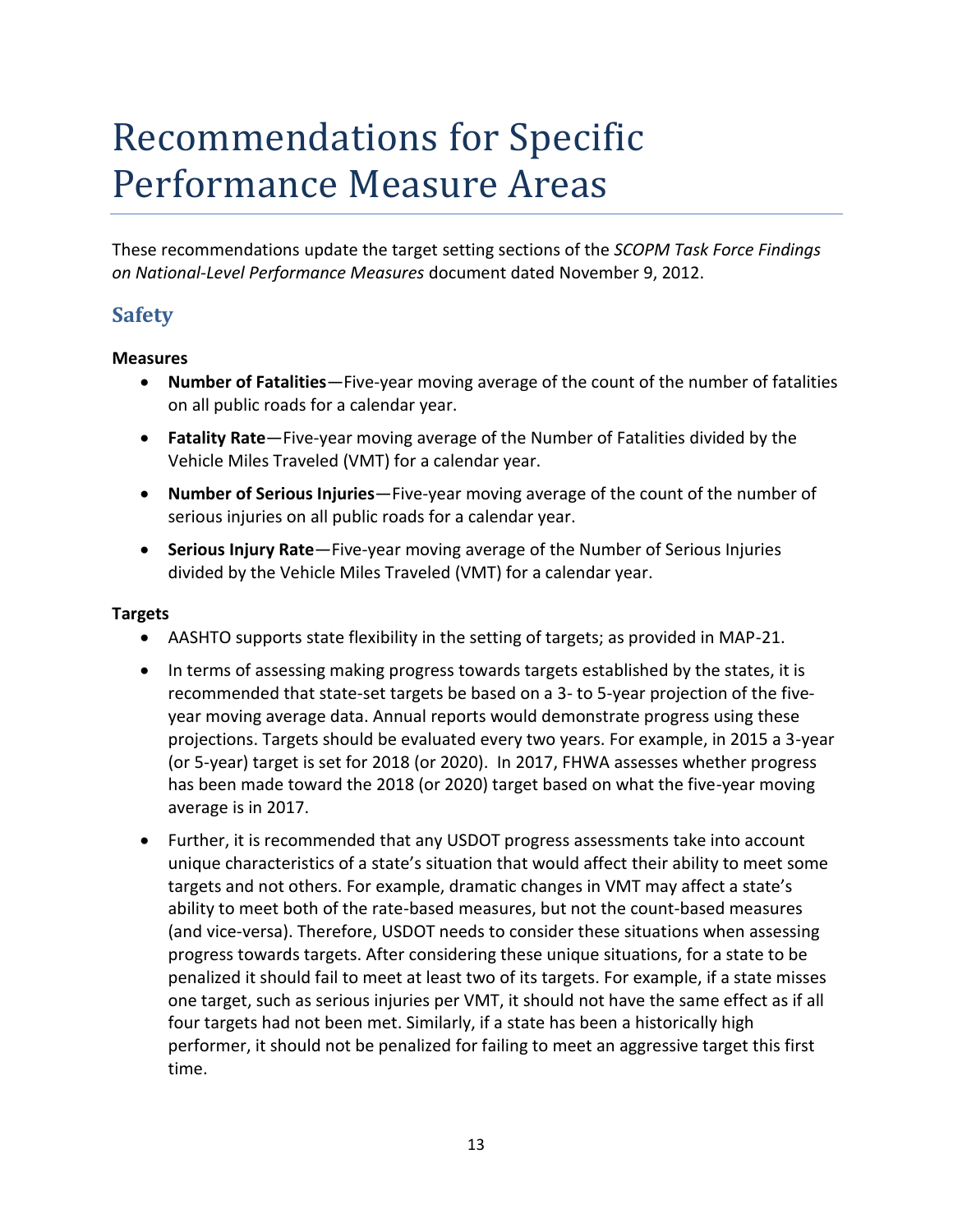# Recommendations for Specific Performance Measure Areas

These recommendations update the target setting sections of the *SCOPM Task Force Findings on National-Level Performance Measures* document dated November 9, 2012.

## Safety

**Measures**

- **Number of Fatalities**—Five-year moving average of the count of the number of fatalities on all public roads for a calendar year.
- **Fatality Rate**—Five-year moving average of the Number of Fatalities divided by the Vehicle Miles Traveled (VMT) for a calendar year.
- **Number of Serious Injuries**—Five-year moving average of the count of the number of serious injuries on all public roads for a calendar year.
- **Serious Injury Rate**—Five-year moving average of the Number of Serious Injuries divided by the Vehicle Miles Traveled (VMT) for a calendar year.

**Targets**

- AASHTO supports state flexibility in the setting of targets; as provided in MAP-21.
- In terms of assessing making progress towards targets established by the states, it is recommended that state-set targets be based on a 3- to 5-year projection of the five-year moving average data. Annual reports would demonstrate progress using these projections. Targets should be evaluated every two years. For example, in 2015 a 3-year (or 5-year) target is set for 2018 (or 2020). In 2017, FHWA assesses whether progress has been made toward the 2018 (or 2020) target based on what the five-year moving average is in 2017.
- Further, it is recommended that any USDOT progress assessments take into account unique characteristics of a state's situation that would affect their ability to meet some targets and not others. For example, dramatic changes in VMT may affect a state's ability to meet both of the rate-based measures, but not the count-based measures (and vice-versa). Therefore, USDOT needs to consider these situations when assessing progress towards targets. After considering these unique situations, for a state to be penalized it should fail to meet at least two of its targets. For example, if a state misses one target, such as serious injuries per VMT, it should not have the same effect as if all four targets had not been met. Similarly, if a state has been a historically high performer, it should not be penalized for failing to meet an aggressive target this first time.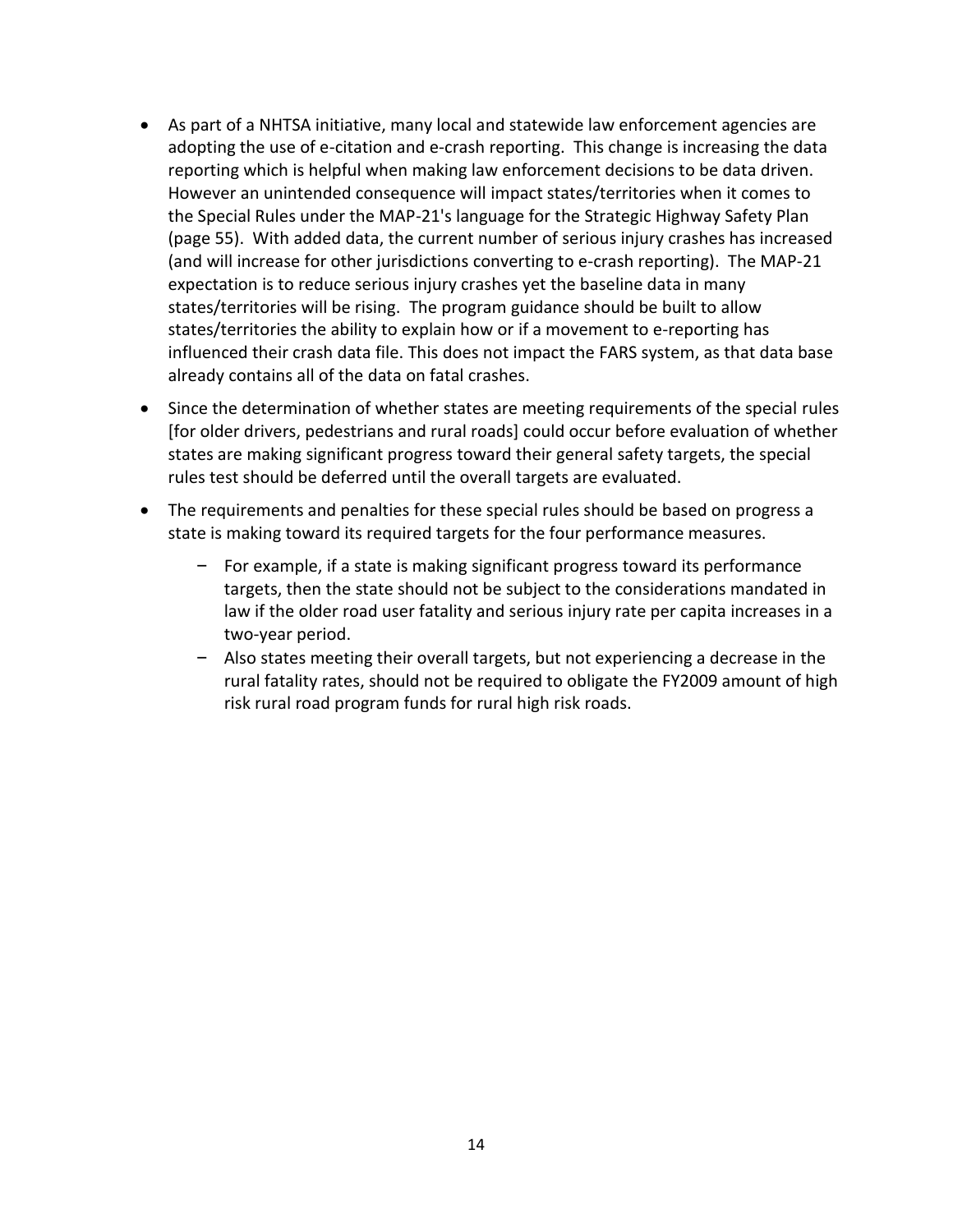- As part of a NHTSA initiative, many local and statewide law enforcement agencies are adopting the use of e-citation and e-crash reporting. This change is increasing the data reporting which is helpful when making law enforcement decisions to be data driven. However an unintended consequence will impact states/territories when it comes to the Special Rules under the MAP-21's language for the Strategic Highway Safety Plan (page 55). With added data, the current number of serious injury crashes has increased (and will increase for other jurisdictions converting to e-crash reporting). The MAP-21 expectation is to reduce serious injury crashes yet the baseline data in many states/territories will be rising. The program guidance should be built to allow states/territories the ability to explain how or if a movement to e-reporting has influenced their crash data file. This does not impact the FARS system, as that data base already contains all of the data on fatal crashes.
- Since the determination of whether states are meeting requirements of the special rules [for older drivers, pedestrians and rural roads] could occur before evaluation of whether states are making significant progress toward their general safety targets, the special rules test should be deferred until the overall targets are evaluated.
- The requirements and penalties for these special rules should be based on progress a state is making toward its required targets for the four performance measures.
  - For example, if a state is making significant progress toward its performance targets, then the state should not be subject to the considerations mandated in law if the older road user fatality and serious injury rate per capita increases in a two-year period.
  - Also states meeting their overall targets, but not experiencing a decrease in the rural fatality rates, should not be required to obligate the FY2009 amount of high risk rural road program funds for rural high risk roads.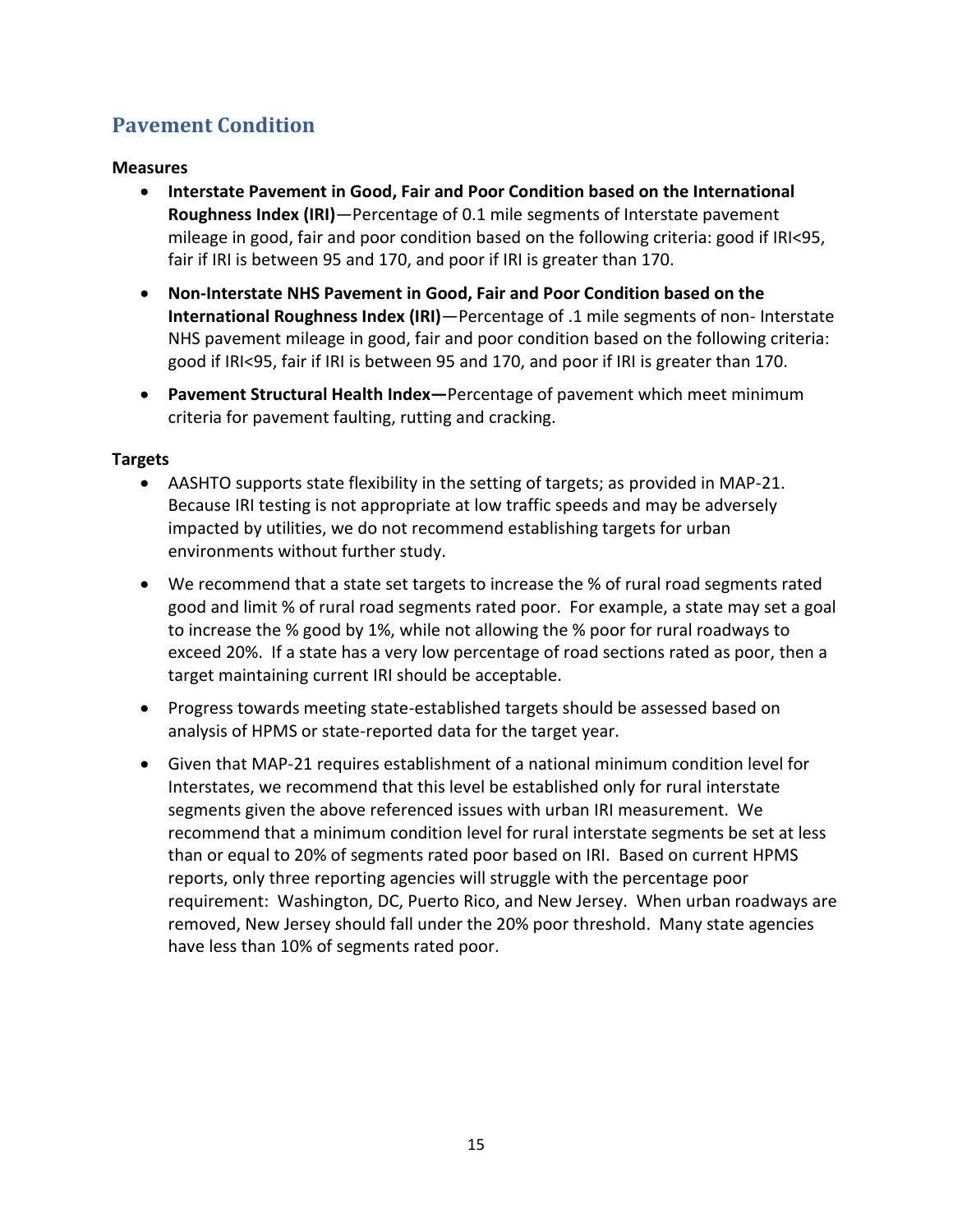## Pavement Condition

**Measures**

- **Interstate Pavement in Good, Fair and Poor Condition based on the International Roughness Index (IRI)**—Percentage of 0.1 mile segments of Interstate pavement mileage in good, fair and poor condition based on the following criteria: good if IRI<95, fair if IRI is between 95 and 170, and poor if IRI is greater than 170.
- **Non-Interstate NHS Pavement in Good, Fair and Poor Condition based on the International Roughness Index (IRI)**—Percentage of .1 mile segments of non- Interstate NHS pavement mileage in good, fair and poor condition based on the following criteria: good if IRI<95, fair if IRI is between 95 and 170, and poor if IRI is greater than 170.
- **Pavement Structural Health Index—**Percentage of pavement which meet minimum criteria for pavement faulting, rutting and cracking.

**Targets**

- AASHTO supports state flexibility in the setting of targets; as provided in MAP-21. Because IRI testing is not appropriate at low traffic speeds and may be adversely impacted by utilities, we do not recommend establishing targets for urban environments without further study.
- We recommend that a state set targets to increase the % of rural road segments rated good and limit % of rural road segments rated poor. For example, a state may set a goal to increase the % good by 1%, while not allowing the % poor for rural roadways to exceed 20%. If a state has a very low percentage of road sections rated as poor, then a target maintaining current IRI should be acceptable.
- Progress towards meeting state-established targets should be assessed based on analysis of HPMS or state-reported data for the target year.
- Given that MAP-21 requires establishment of a national minimum condition level for Interstates, we recommend that this level be established only for rural interstate segments given the above referenced issues with urban IRI measurement. We recommend that a minimum condition level for rural interstate segments be set at less than or equal to 20% of segments rated poor based on IRI. Based on current HPMS reports, only three reporting agencies will struggle with the percentage poor requirement: Washington, DC, Puerto Rico, and New Jersey. When urban roadways are removed, New Jersey should fall under the 20% poor threshold. Many state agencies have less than 10% of segments rated poor.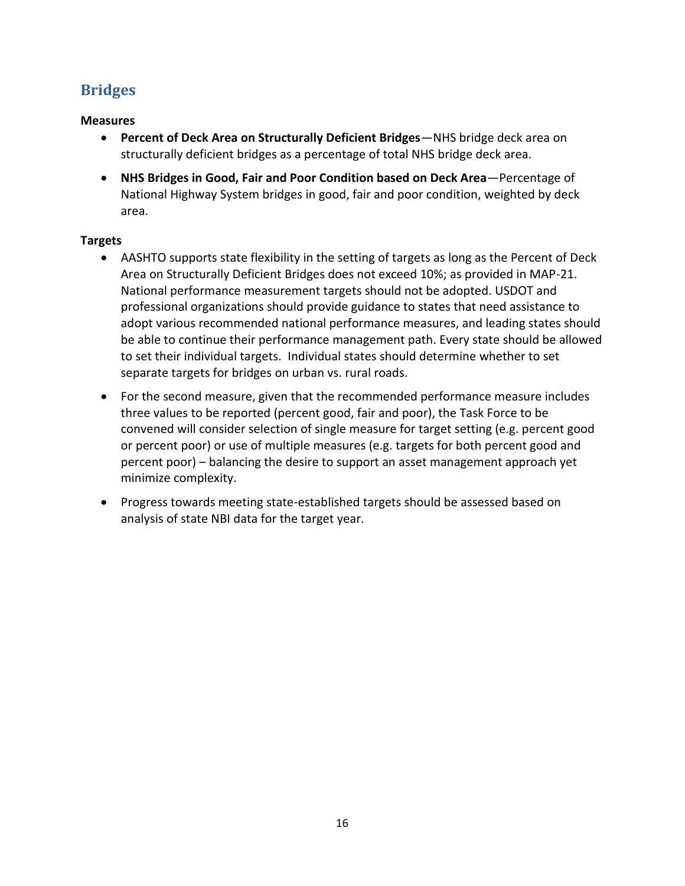## Bridges

**Measures**

- **Percent of Deck Area on Structurally Deficient Bridges**—NHS bridge deck area on structurally deficient bridges as a percentage of total NHS bridge deck area.
- **NHS Bridges in Good, Fair and Poor Condition based on Deck Area**—Percentage of National Highway System bridges in good, fair and poor condition, weighted by deck area.

**Targets**

- AASHTO supports state flexibility in the setting of targets as long as the Percent of Deck Area on Structurally Deficient Bridges does not exceed 10%; as provided in MAP-21. National performance measurement targets should not be adopted. USDOT and professional organizations should provide guidance to states that need assistance to adopt various recommended national performance measures, and leading states should be able to continue their performance management path. Every state should be allowed to set their individual targets. Individual states should determine whether to set separate targets for bridges on urban vs. rural roads.
- For the second measure, given that the recommended performance measure includes three values to be reported (percent good, fair and poor), the Task Force to be convened will consider selection of single measure for target setting (e.g. percent good or percent poor) or use of multiple measures (e.g. targets for both percent good and percent poor) – balancing the desire to support an asset management approach yet minimize complexity.
- Progress towards meeting state-established targets should be assessed based on analysis of state NBI data for the target year.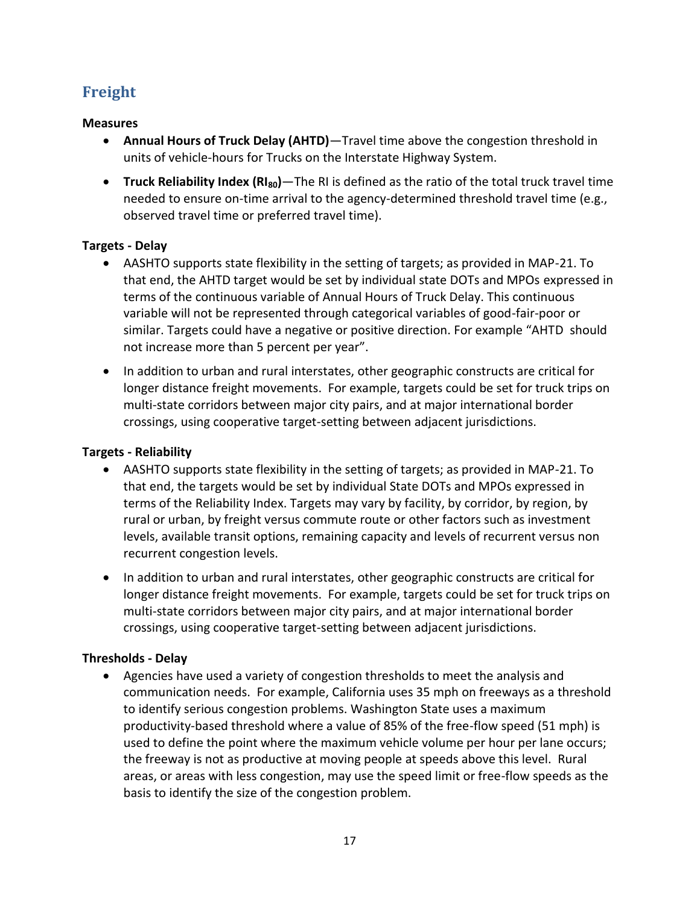## Freight

**Measures**

- **Annual Hours of Truck Delay (AHTD)**—Travel time above the congestion threshold in units of vehicle-hours for Trucks on the Interstate Highway System.
- **Truck Reliability Index ($RI_{80}$)**—The RI is defined as the ratio of the total truck travel time needed to ensure on-time arrival to the agency-determined threshold travel time (e.g., observed travel time or preferred travel time).

**Targets - Delay**

- AASHTO supports state flexibility in the setting of targets; as provided in MAP-21. To that end, the AHTD target would be set by individual state DOTs and MPOs expressed in terms of the continuous variable of Annual Hours of Truck Delay. This continuous variable will not be represented through categorical variables of good-fair-poor or similar. Targets could have a negative or positive direction. For example "AHTD should not increase more than 5 percent per year".
- In addition to urban and rural interstates, other geographic constructs are critical for longer distance freight movements. For example, targets could be set for truck trips on multi-state corridors between major city pairs, and at major international border crossings, using cooperative target-setting between adjacent jurisdictions.

**Targets - Reliability**

- AASHTO supports state flexibility in the setting of targets; as provided in MAP-21. To that end, the targets would be set by individual State DOTs and MPOs expressed in terms of the Reliability Index. Targets may vary by facility, by corridor, by region, by rural or urban, by freight versus commute route or other factors such as investment levels, available transit options, remaining capacity and levels of recurrent versus non recurrent congestion levels.
- In addition to urban and rural interstates, other geographic constructs are critical for longer distance freight movements. For example, targets could be set for truck trips on multi-state corridors between major city pairs, and at major international border crossings, using cooperative target-setting between adjacent jurisdictions.

**Thresholds - Delay**

- Agencies have used a variety of congestion thresholds to meet the analysis and communication needs. For example, California uses 35 mph on freeways as a threshold to identify serious congestion problems. Washington State uses a maximum productivity-based threshold where a value of 85% of the free-flow speed (51 mph) is used to define the point where the maximum vehicle volume per hour per lane occurs; the freeway is not as productive at moving people at speeds above this level. Rural areas, or areas with less congestion, may use the speed limit or free-flow speeds as the basis to identify the size of the congestion problem.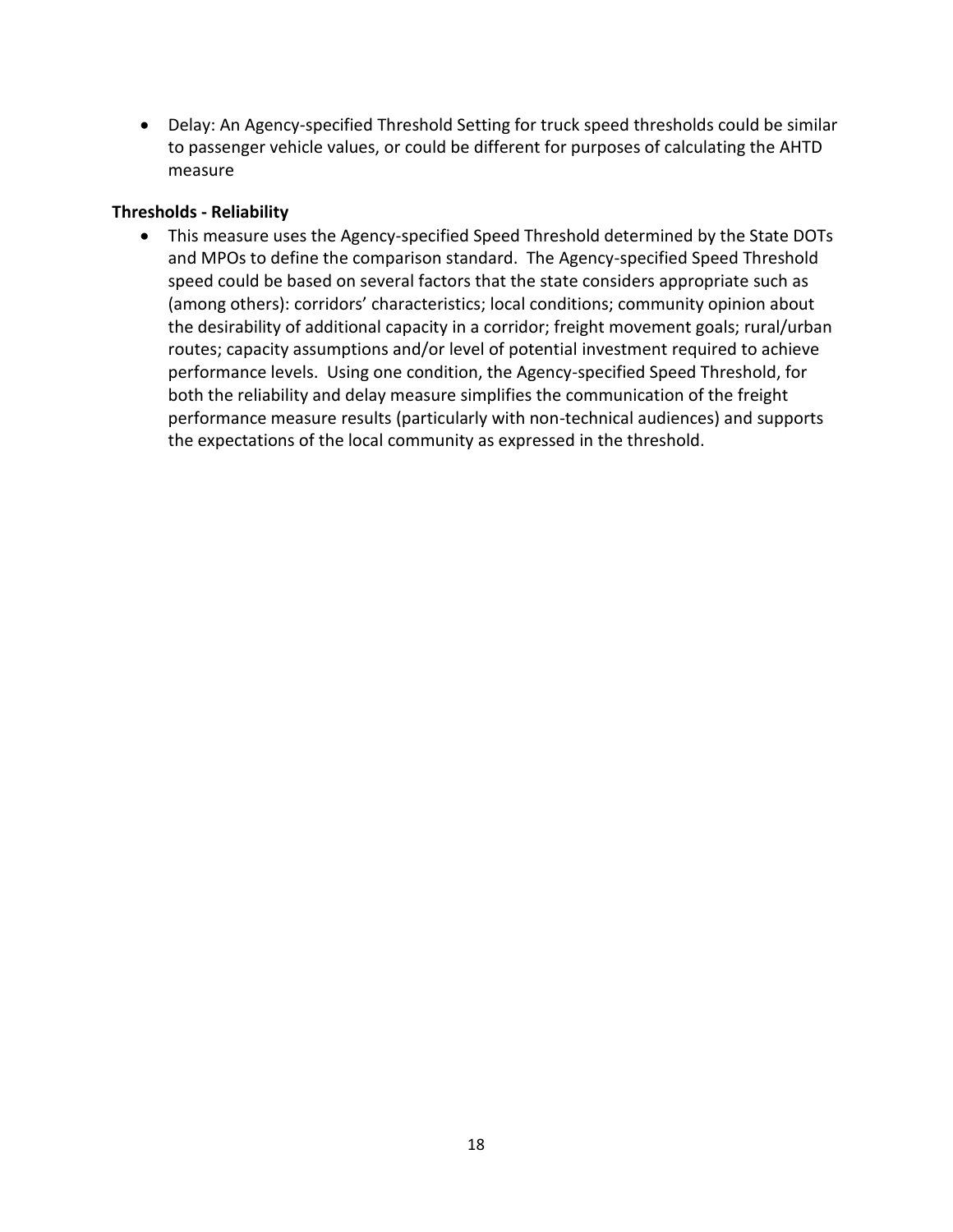- Delay: An Agency-specified Threshold Setting for truck speed thresholds could be similar to passenger vehicle values, or could be different for purposes of calculating the AHTD measure

**Thresholds - Reliability**

- This measure uses the Agency-specified Speed Threshold determined by the State DOTs and MPOs to define the comparison standard. The Agency-specified Speed Threshold speed could be based on several factors that the state considers appropriate such as (among others): corridors' characteristics; local conditions; community opinion about the desirability of additional capacity in a corridor; freight movement goals; rural/urban routes; capacity assumptions and/or level of potential investment required to achieve performance levels. Using one condition, the Agency-specified Speed Threshold, for both the reliability and delay measure simplifies the communication of the freight performance measure results (particularly with non-technical audiences) and supports the expectations of the local community as expressed in the threshold.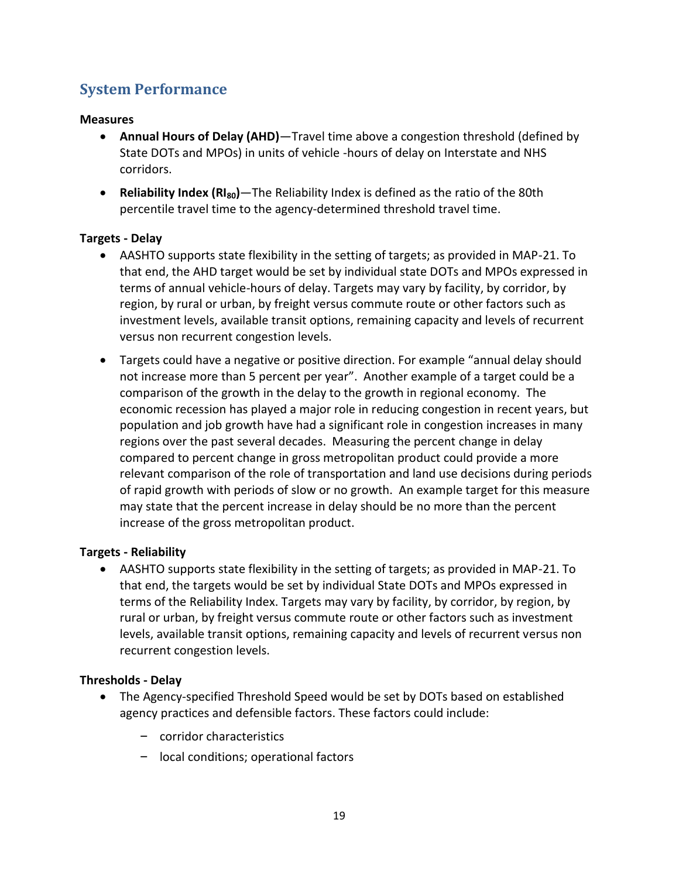## System Performance

**Measures**

- **Annual Hours of Delay (AHD)**—Travel time above a congestion threshold (defined by State DOTs and MPOs) in units of vehicle -hours of delay on Interstate and NHS corridors.
- **Reliability Index ($RI_{80}$)**—The Reliability Index is defined as the ratio of the 80th percentile travel time to the agency-determined threshold travel time.

**Targets - Delay**

- AASHTO supports state flexibility in the setting of targets; as provided in MAP-21. To that end, the AHD target would be set by individual state DOTs and MPOs expressed in terms of annual vehicle-hours of delay. Targets may vary by facility, by corridor, by region, by rural or urban, by freight versus commute route or other factors such as investment levels, available transit options, remaining capacity and levels of recurrent versus non recurrent congestion levels.
- Targets could have a negative or positive direction. For example "annual delay should not increase more than 5 percent per year". Another example of a target could be a comparison of the growth in the delay to the growth in regional economy. The economic recession has played a major role in reducing congestion in recent years, but population and job growth have had a significant role in congestion increases in many regions over the past several decades. Measuring the percent change in delay compared to percent change in gross metropolitan product could provide a more relevant comparison of the role of transportation and land use decisions during periods of rapid growth with periods of slow or no growth. An example target for this measure may state that the percent increase in delay should be no more than the percent increase of the gross metropolitan product.

**Targets - Reliability**

- AASHTO supports state flexibility in the setting of targets; as provided in MAP-21. To that end, the targets would be set by individual State DOTs and MPOs expressed in terms of the Reliability Index. Targets may vary by facility, by corridor, by region, by rural or urban, by freight versus commute route or other factors such as investment levels, available transit options, remaining capacity and levels of recurrent versus non recurrent congestion levels.

**Thresholds - Delay**

- The Agency-specified Threshold Speed would be set by DOTs based on established agency practices and defensible factors. These factors could include:
  - corridor characteristics
  - local conditions; operational factors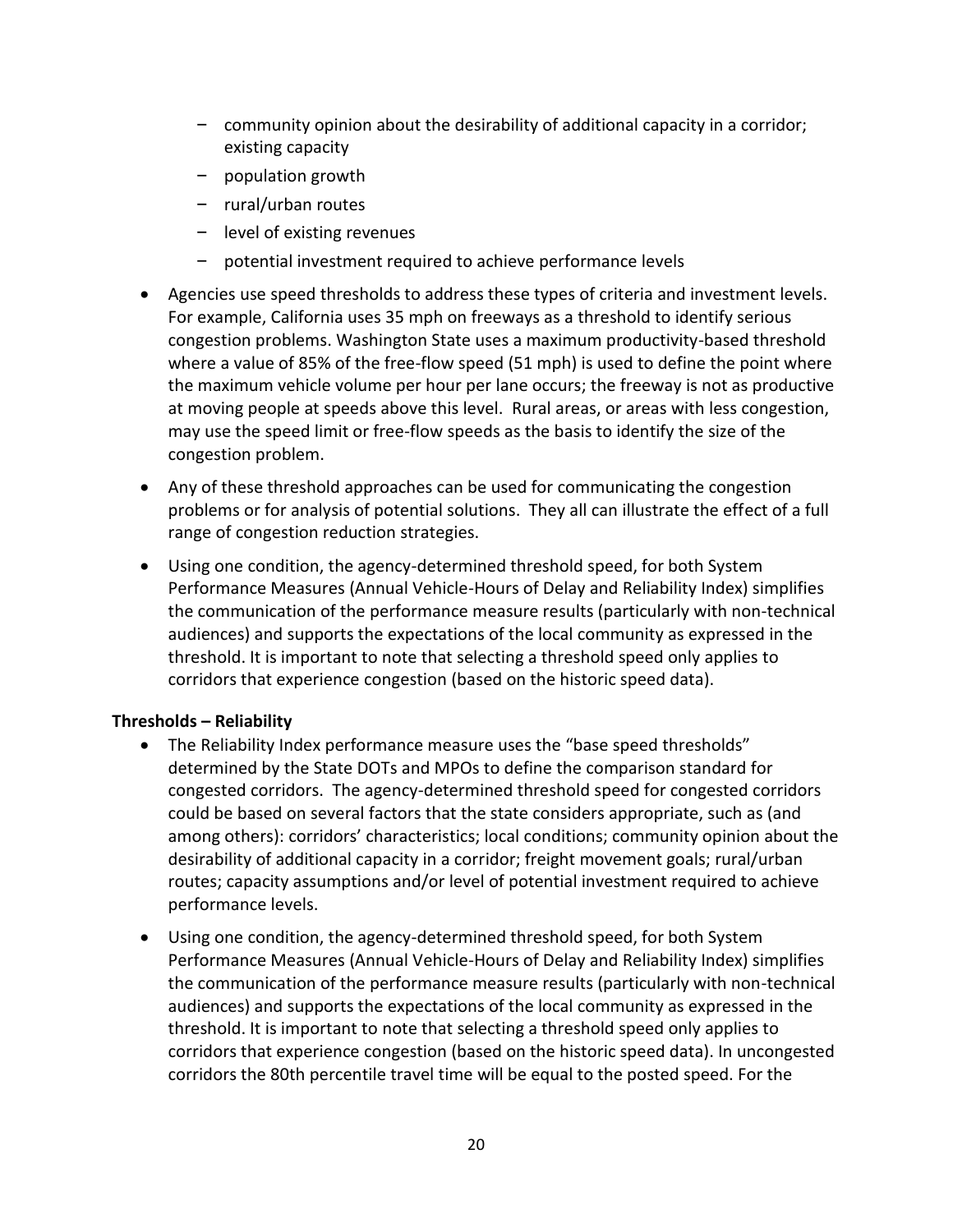- community opinion about the desirability of additional capacity in a corridor; existing capacity
    - population growth
    - rural/urban routes
    - level of existing revenues
    - potential investment required to achieve performance levels

- Agencies use speed thresholds to address these types of criteria and investment levels. For example, California uses 35 mph on freeways as a threshold to identify serious congestion problems. Washington State uses a maximum productivity-based threshold where a value of 85% of the free-flow speed (51 mph) is used to define the point where the maximum vehicle volume per hour per lane occurs; the freeway is not as productive at moving people at speeds above this level. Rural areas, or areas with less congestion, may use the speed limit or free-flow speeds as the basis to identify the size of the congestion problem.
- Any of these threshold approaches can be used for communicating the congestion problems or for analysis of potential solutions. They all can illustrate the effect of a full range of congestion reduction strategies.
- Using one condition, the agency-determined threshold speed, for both System Performance Measures (Annual Vehicle-Hours of Delay and Reliability Index) simplifies the communication of the performance measure results (particularly with non-technical audiences) and supports the expectations of the local community as expressed in the threshold. It is important to note that selecting a threshold speed only applies to corridors that experience congestion (based on the historic speed data).

**Thresholds – Reliability**

- The Reliability Index performance measure uses the "base speed thresholds" determined by the State DOTs and MPOs to define the comparison standard for congested corridors. The agency-determined threshold speed for congested corridors could be based on several factors that the state considers appropriate, such as (and among others): corridors' characteristics; local conditions; community opinion about the desirability of additional capacity in a corridor; freight movement goals; rural/urban routes; capacity assumptions and/or level of potential investment required to achieve performance levels.
- Using one condition, the agency-determined threshold speed, for both System Performance Measures (Annual Vehicle-Hours of Delay and Reliability Index) simplifies the communication of the performance measure results (particularly with non-technical audiences) and supports the expectations of the local community as expressed in the threshold. It is important to note that selecting a threshold speed only applies to corridors that experience congestion (based on the historic speed data). In uncongested corridors the 80th percentile travel time will be equal to the posted speed. For the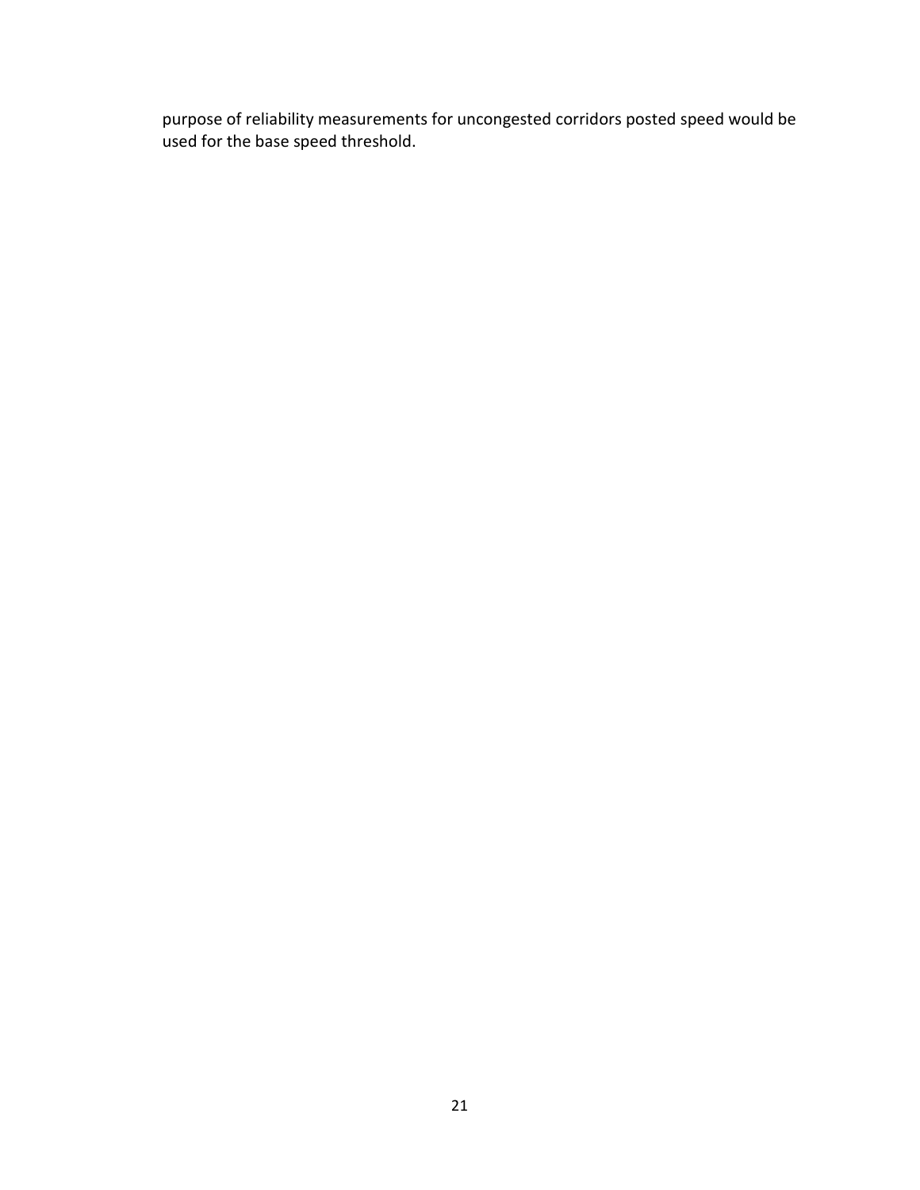purpose of reliability measurements for uncongested corridors posted speed would be used for the base speed threshold.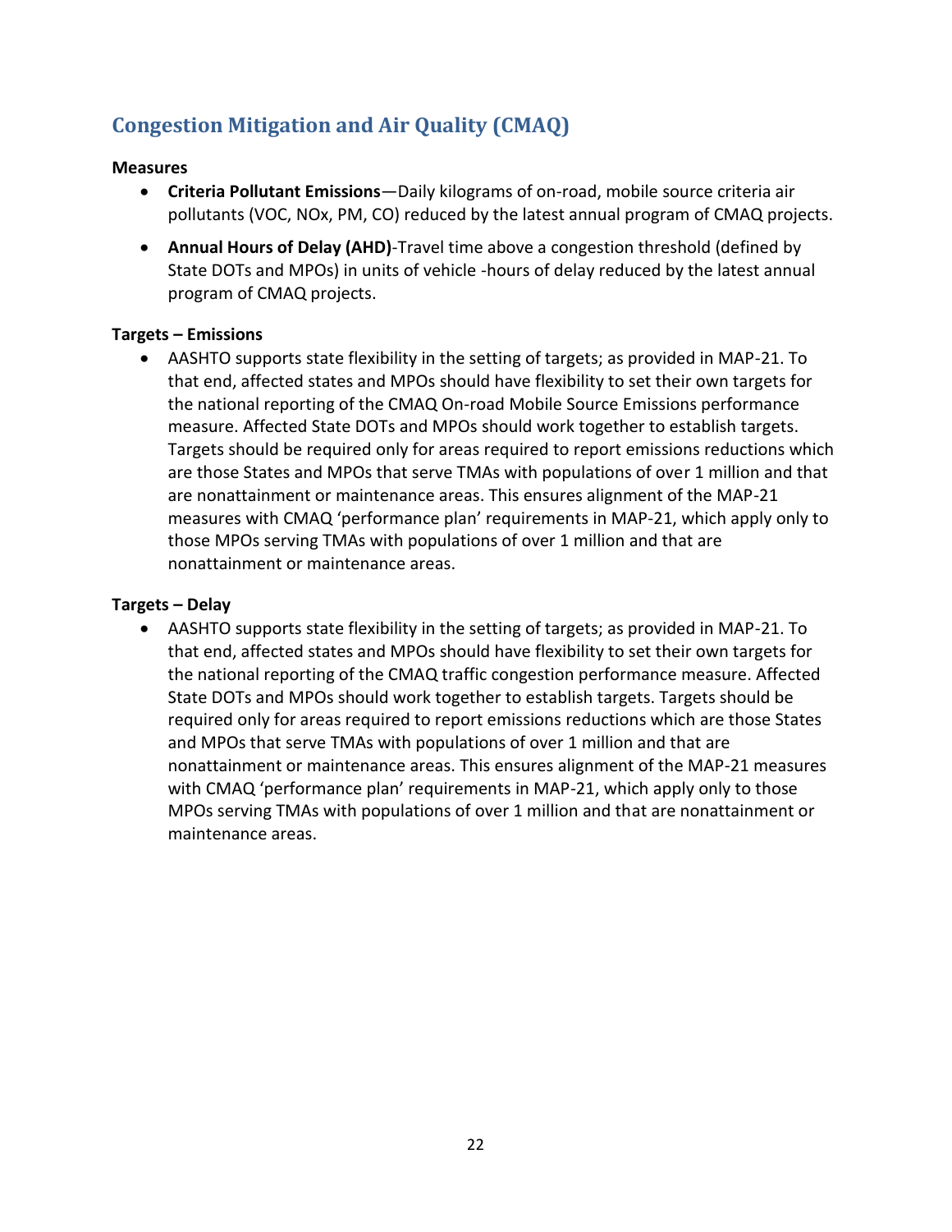## Congestion Mitigation and Air Quality (CMAQ)

**Measures**

- **Criteria Pollutant Emissions**—Daily kilograms of on-road, mobile source criteria air pollutants (VOC, NOx, PM, CO) reduced by the latest annual program of CMAQ projects.
- **Annual Hours of Delay (AHD)**-Travel time above a congestion threshold (defined by State DOTs and MPOs) in units of vehicle -hours of delay reduced by the latest annual program of CMAQ projects.

**Targets – Emissions**

- AASHTO supports state flexibility in the setting of targets; as provided in MAP-21. To that end, affected states and MPOs should have flexibility to set their own targets for the national reporting of the CMAQ On-road Mobile Source Emissions performance measure. Affected State DOTs and MPOs should work together to establish targets. Targets should be required only for areas required to report emissions reductions which are those States and MPOs that serve TMAs with populations of over 1 million and that are nonattainment or maintenance areas. This ensures alignment of the MAP-21 measures with CMAQ 'performance plan' requirements in MAP-21, which apply only to those MPOs serving TMAs with populations of over 1 million and that are nonattainment or maintenance areas.

**Targets – Delay**

- AASHTO supports state flexibility in the setting of targets; as provided in MAP-21. To that end, affected states and MPOs should have flexibility to set their own targets for the national reporting of the CMAQ traffic congestion performance measure. Affected State DOTs and MPOs should work together to establish targets. Targets should be required only for areas required to report emissions reductions which are those States and MPOs that serve TMAs with populations of over 1 million and that are nonattainment or maintenance areas. This ensures alignment of the MAP-21 measures with CMAQ 'performance plan' requirements in MAP-21, which apply only to those MPOs serving TMAs with populations of over 1 million and that are nonattainment or maintenance areas.